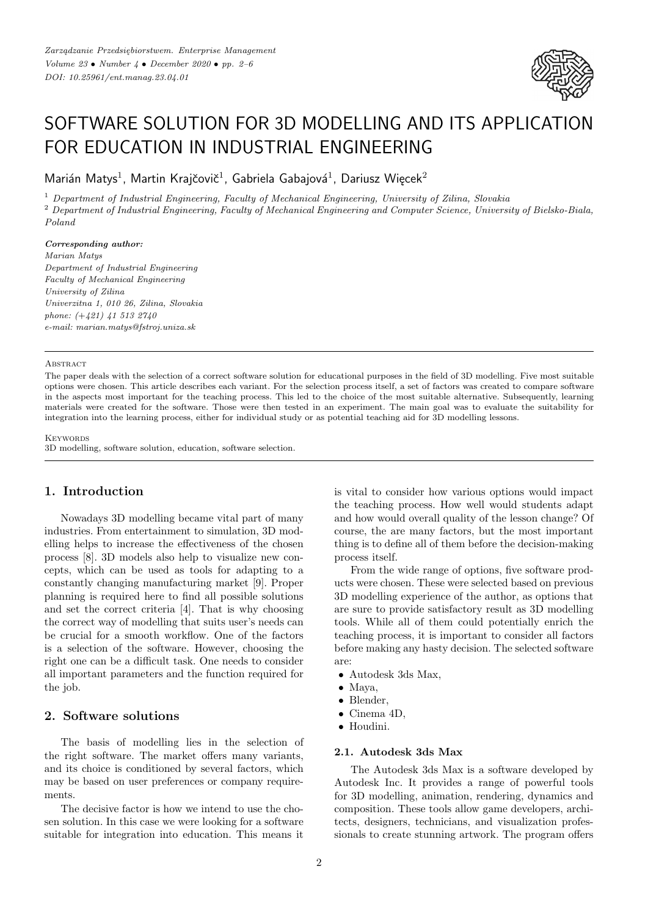# SOFTWARE SOLUTION FOR 3D MODELLING AND ITS APPLICATION FOR EDUCATION IN INDUSTRIAL ENGINEERING

Marián Matys[1], Martin Krajčovič[1], Gabriela Gabajová[1], Dariusz Więcek[2]

[1] *Department of Industrial Engineering, Faculty of Mechanical Engineering, University of Zilina, Slovakia*

[2] *Department of Industrial Engineering, Faculty of Mechanical Engineering and Computer Science, University of Bielsko-Biala, Poland*

***Corresponding author:***
*Marian Matys*
*Department of Industrial Engineering*
*Faculty of Mechanical Engineering*
*University of Zilina*
*Univerzitna 1, 010 26, Zilina, Slovakia*
*phone: (+421) 41 513 2740*
*e-mail: marian.matys@fstroj.uniza.sk*

Abstract

The paper deals with the selection of a correct software solution for educational purposes in the field of 3D modelling. Five most suitable options were chosen. This article describes each variant. For the selection process itself, a set of factors was created to compare software in the aspects most important for the teaching process. This led to the choice of the most suitable alternative. Subsequently, learning materials were created for the software. Those were then tested in an experiment. The main goal was to evaluate the suitability for integration into the learning process, either for individual study or as potential teaching aid for 3D modelling lessons.

Keywords

3D modelling, software solution, education, software selection.

## 1. Introduction

Nowadays 3D modelling became vital part of many industries. From entertainment to simulation, 3D modelling helps to increase the effectiveness of the chosen process [8]. 3D models also help to visualize new concepts, which can be used as tools for adapting to a constantly changing manufacturing market [9]. Proper planning is required here to find all possible solutions and set the correct criteria [4]. That is why choosing the correct way of modelling that suits user's needs can be crucial for a smooth workflow. One of the factors is a selection of the software. However, choosing the right one can be a difficult task. One needs to consider all important parameters and the function required for the job.

## 2. Software solutions

The basis of modelling lies in the selection of the right software. The market offers many variants, and its choice is conditioned by several factors, which may be based on user preferences or company requirements.

The decisive factor is how we intend to use the chosen solution. In this case we were looking for a software suitable for integration into education. This means it is vital to consider how various options would impact the teaching process. How well would students adapt and how would overall quality of the lesson change? Of course, the are many factors, but the most important thing is to define all of them before the decision-making process itself.

From the wide range of options, five software products were chosen. These were selected based on previous 3D modelling experience of the author, as options that are sure to provide satisfactory result as 3D modelling tools. While all of them could potentially enrich the teaching process, it is important to consider all factors before making any hasty decision. The selected software are:

- Autodesk 3ds Max,
- Maya,
- Blender,
- Cinema 4D,
- Houdini.

### 2.1. Autodesk 3ds Max

The Autodesk 3ds Max is a software developed by Autodesk Inc. It provides a range of powerful tools for 3D modelling, animation, rendering, dynamics and composition. These tools allow game developers, architects, designers, technicians, and visualization professionals to create stunning artwork. The program offers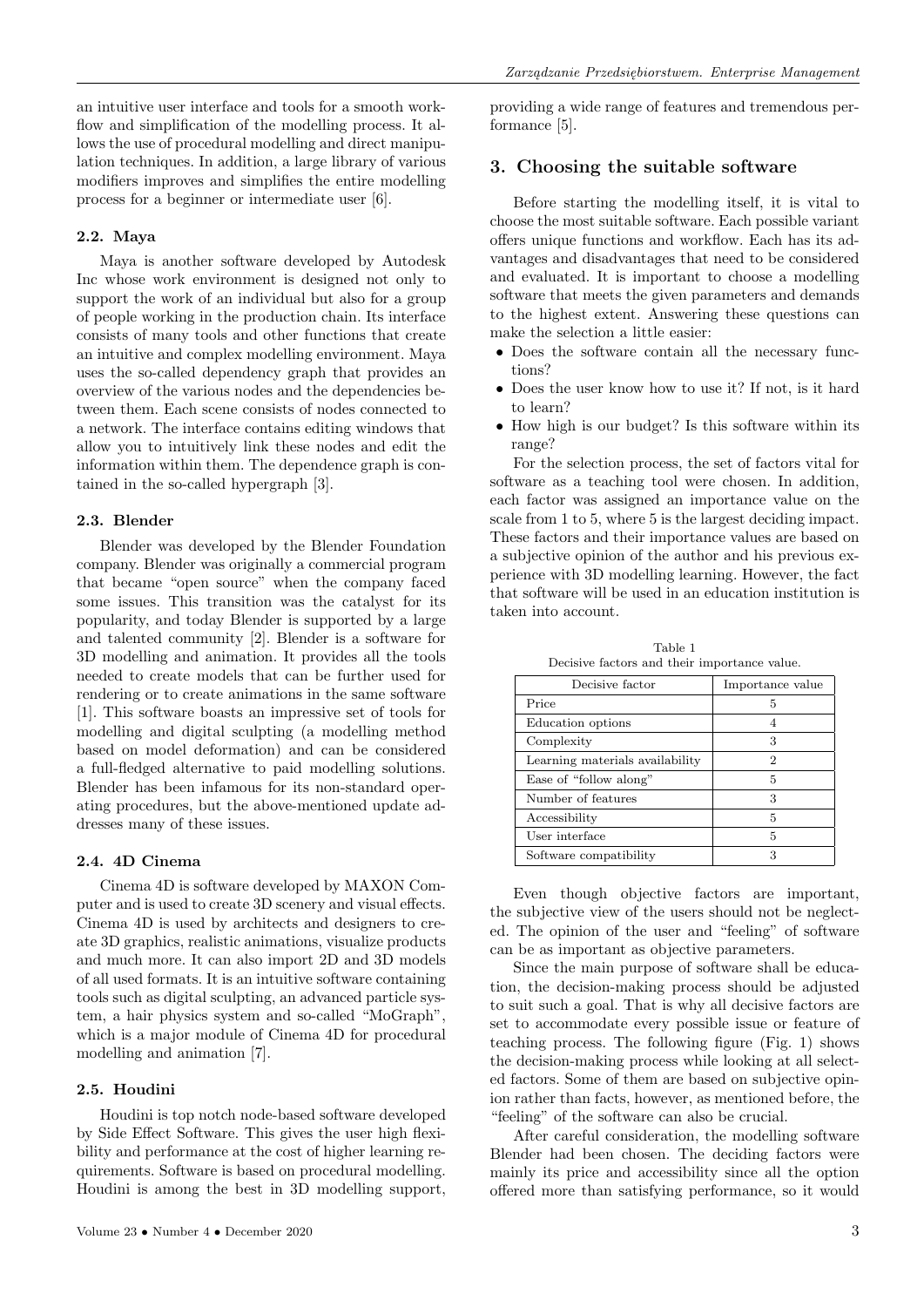an intuitive user interface and tools for a smooth workflow and simplification of the modelling process. It allows the use of procedural modelling and direct manipulation techniques. In addition, a large library of various modifiers improves and simplifies the entire modelling process for a beginner or intermediate user [6].

### 2.2. Maya

Maya is another software developed by Autodesk Inc whose work environment is designed not only to support the work of an individual but also for a group of people working in the production chain. Its interface consists of many tools and other functions that create an intuitive and complex modelling environment. Maya uses the so-called dependency graph that provides an overview of the various nodes and the dependencies between them. Each scene consists of nodes connected to a network. The interface contains editing windows that allow you to intuitively link these nodes and edit the information within them. The dependence graph is contained in the so-called hypergraph [3].

### 2.3. Blender

Blender was developed by the Blender Foundation company. Blender was originally a commercial program that became "open source" when the company faced some issues. This transition was the catalyst for its popularity, and today Blender is supported by a large and talented community [2]. Blender is a software for 3D modelling and animation. It provides all the tools needed to create models that can be further used for rendering or to create animations in the same software [1]. This software boasts an impressive set of tools for modelling and digital sculpting (a modelling method based on model deformation) and can be considered a full-fledged alternative to paid modelling solutions. Blender has been infamous for its non-standard operating procedures, but the above-mentioned update addresses many of these issues.

### 2.4. 4D Cinema

Cinema 4D is software developed by MAXON Computer and is used to create 3D scenery and visual effects. Cinema 4D is used by architects and designers to create 3D graphics, realistic animations, visualize products and much more. It can also import 2D and 3D models of all used formats. It is an intuitive software containing tools such as digital sculpting, an advanced particle system, a hair physics system and so-called "MoGraph", which is a major module of Cinema 4D for procedural modelling and animation [7].

### 2.5. Houdini

Houdini is top notch node-based software developed by Side Effect Software. This gives the user high flexibility and performance at the cost of higher learning requirements. Software is based on procedural modelling. Houdini is among the best in 3D modelling support, providing a wide range of features and tremendous performance [5].

## 3. Choosing the suitable software

Before starting the modelling itself, it is vital to choose the most suitable software. Each possible variant offers unique functions and workflow. Each has its advantages and disadvantages that need to be considered and evaluated. It is important to choose a modelling software that meets the given parameters and demands to the highest extent. Answering these questions can make the selection a little easier:

- Does the software contain all the necessary functions?
- Does the user know how to use it? If not, is it hard to learn?
- How high is our budget? Is this software within its range?

For the selection process, the set of factors vital for software as a teaching tool were chosen. In addition, each factor was assigned an importance value on the scale from 1 to 5, where 5 is the largest deciding impact. These factors and their importance values are based on a subjective opinion of the author and his previous experience with 3D modelling learning. However, the fact that software will be used in an education institution is taken into account.

Table 1
Decisive factors and their importance value.

| Decisive factor | Importance value |
| --- | --- |
| Price | 5 |
| Education options | 4 |
| Complexity | 3 |
| Learning materials availability | 2 |
| Ease of "follow along" | 5 |
| Number of features | 3 |
| Accessibility | 5 |
| User interface | 5 |
| Software compatibility | 3 |

Even though objective factors are important, the subjective view of the users should not be neglected. The opinion of the user and "feeling" of software can be as important as objective parameters.

Since the main purpose of software shall be education, the decision-making process should be adjusted to suit such a goal. That is why all decisive factors are set to accommodate every possible issue or feature of teaching process. The following figure (Fig. 1) shows the decision-making process while looking at all selected factors. Some of them are based on subjective opinion rather than facts, however, as mentioned before, the "feeling" of the software can also be crucial.

After careful consideration, the modelling software Blender had been chosen. The deciding factors were mainly its price and accessibility since all the option offered more than satisfying performance, so it would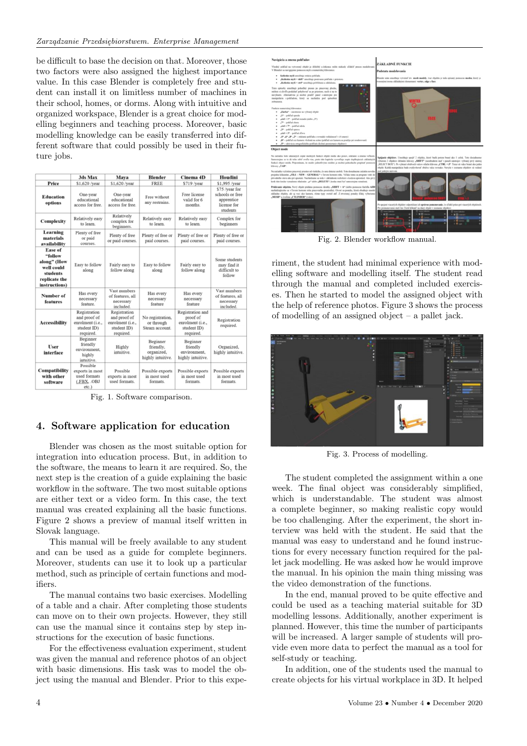be difficult to base the decision on that. Moreover, those two factors were also assigned the highest importance value. In this case Blender is completely free and student can install it on limitless number of machines in their school, homes, or dorms. Along with intuitive and organized workspace, Blender is a great choice for modelling beginners and teaching process. Moreover, basic modelling knowledge can be easily transferred into different software that could possibly be used in their future jobs.

| | 3ds Max | Maya | Blender | Cinema 4D | Houdini |
|---|---|---|---|---|---|
| **Price** | $1,620 /year | $1,620 /year | FREE | $719 /year | $1,995 /year |
| **Education options** | One-year educational access for free. | One-year educational access for free. | Free without any restrains. | Free license valid for 6 months. | $75 /year for schools or free apprentice license for students |
| **Complexity** | Relatively easy to learn. | Relatively complex for beginners. | Relatively easy to learn. | Relatively easy to learn. | Complex for beginners |
| **Learning materials availability** | Plenty of free or paid courses. | Plenty of free or paid courses. | Plenty of free or paid courses. | Plenty of free or paid courses. | Plenty of free or paid courses. |
| **Ease of "follow along" (How well could students replicate the instructions)** | Easy to follow along | Fairly easy to follow along | Easy to follow along | Fairly easy to follow along | Some students may find it difficult to follow |
| **Number of features** | Has every necessary feature. | Vast numbers of features, all necessary included. | Has every necessary feature | Has every necessary feature | Vast numbers of features, all necessary included. |
| **Accessibility** | Registration and proof of enrolment (i.e., student ID) required. | Registration and proof of enrolment (i.e., student ID) required. | No registration, or through Steam account. | Registration and proof of enrolment (i.e., student ID) required. | Registration required. |
| **User interface** | Beginner friendly environment, highly intuitive. | Highly intuitive. | Beginner friendly, organized, highly intuitive. | Beginner friendly environment, highly intuitive. | Organized, highly intuitive. |
| **Compatibility with other software** | Possible exports in most used formats (.FBX, .OBJ etc.) | Possible exports in most used formats. | Possible exports in most used formats. | Possible exports in most used formats. | Possible exports in most used formats. |

Fig. 1. Software comparison.

## 4. Software application for education

Blender was chosen as the most suitable option for integration into education process. But, in addition to the software, the means to learn it are required. So, the next step is the creation of a guide explaining the basic workflow in the software. The two most suitable options are either text or a video form. In this case, the text manual was created explaining all the basic functions. Figure 2 shows a preview of manual itself written in Slovak language.

This manual will be freely available to any student and can be used as a guide for complete beginners. Moreover, students can use it to look up a particular method, such as principle of certain functions and modifiers.

The manual contains two basic exercises. Modelling of a table and a chair. After completing those students can move on to their own projects. However, they still can use the manual since it contains step by step instructions for the execution of basic functions.

For the effectiveness evaluation experiment, student was given the manual and reference photos of an object with basic dimensions. His task was to model the object using the manual and Blender. Prior to this experiment, the student had minimal experience with modelling software and modelling itself. The student read through the manual and completed included exercises. Then he started to model the assigned object with the help of reference photos. Figure 3 shows the process of modelling of an assigned object – a pallet jack.

Fig. 2. Blender workflow manual.

Fig. 3. Process of modelling.

The student completed the assignment within a one week. The final object was considerably simplified, which is understandable. The student was almost a complete beginner, so making realistic copy would be too challenging. After the experiment, the short interview was held with the student. He said that the manual was easy to understand and he found instructions for every necessary function required for the pallet jack modelling. He was asked how he would improve the manual. In his opinion the main thing missing was the video demonstration of the functions.

In the end, manual proved to be quite effective and could be used as a teaching material suitable for 3D modelling lessons. Additionally, another experiment is planned. However, this time the number of participants will be increased. A larger sample of students will provide even more data to perfect the manual as a tool for self-study or teaching.

In addition, one of the students used the manual to create objects for his virtual workplace in 3D. It helped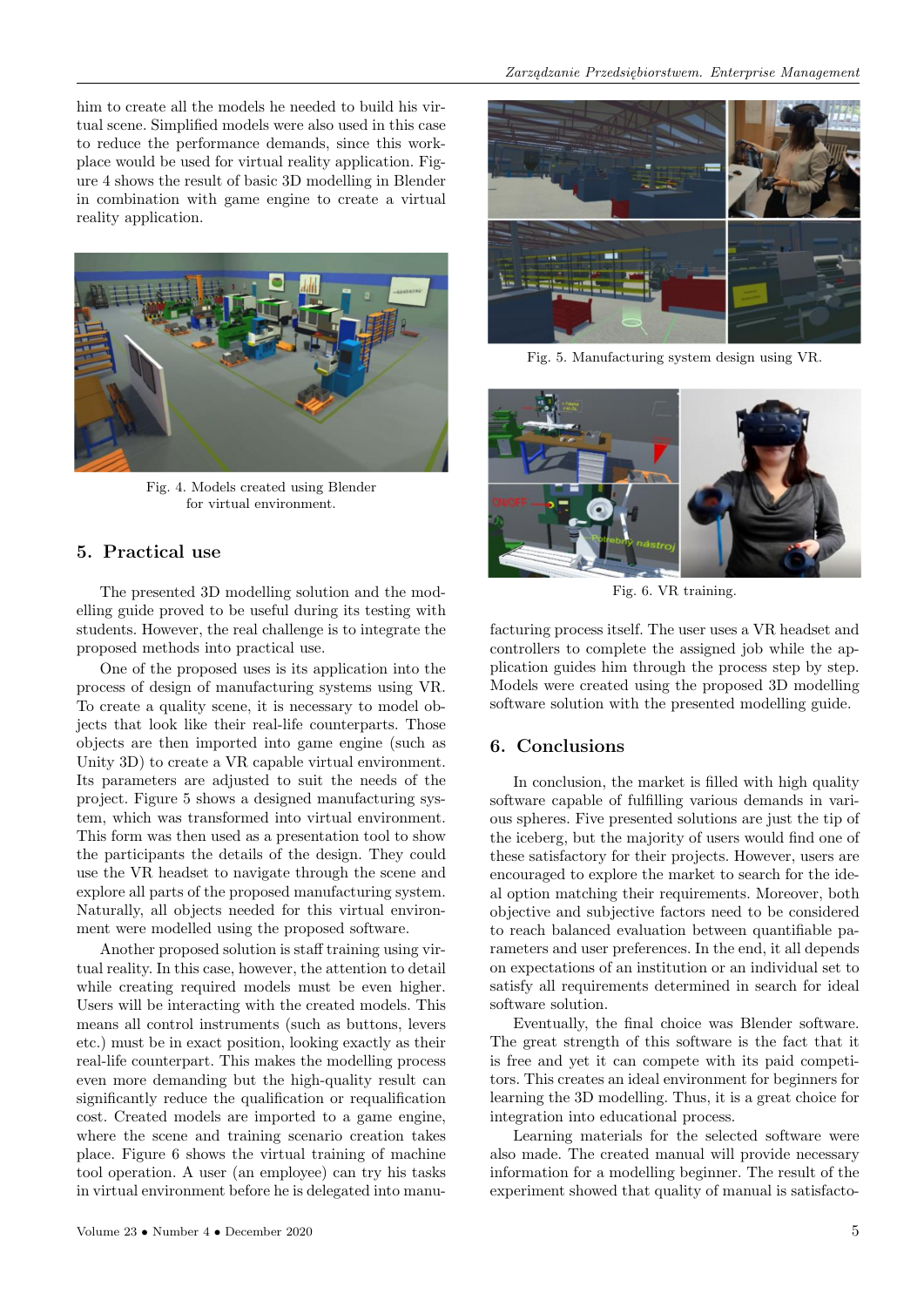him to create all the models he needed to build his virtual scene. Simplified models were also used in this case to reduce the performance demands, since this workplace would be used for virtual reality application. Figure 4 shows the result of basic 3D modelling in Blender in combination with game engine to create a virtual reality application.

Fig. 4. Models created using Blender for virtual environment.

## 5. Practical use

The presented 3D modelling solution and the modelling guide proved to be useful during its testing with students. However, the real challenge is to integrate the proposed methods into practical use.

One of the proposed uses is its application into the process of design of manufacturing systems using VR. To create a quality scene, it is necessary to model objects that look like their real-life counterparts. Those objects are then imported into game engine (such as Unity 3D) to create a VR capable virtual environment. Its parameters are adjusted to suit the needs of the project. Figure 5 shows a designed manufacturing system, which was transformed into virtual environment. This form was then used as a presentation tool to show the participants the details of the design. They could use the VR headset to navigate through the scene and explore all parts of the proposed manufacturing system. Naturally, all objects needed for this virtual environment were modelled using the proposed software.

Another proposed solution is staff training using virtual reality. In this case, however, the attention to detail while creating required models must be even higher. Users will be interacting with the created models. This means all control instruments (such as buttons, levers etc.) must be in exact position, looking exactly as their real-life counterpart. This makes the modelling process even more demanding but the high-quality result can significantly reduce the qualification or requalification cost. Created models are imported to a game engine, where the scene and training scenario creation takes place. Figure 6 shows the virtual training of machine tool operation. A user (an employee) can try his tasks in virtual environment before he is delegated into manufacturing process itself. The user uses a VR headset and controllers to complete the assigned job while the application guides him through the process step by step. Models were created using the proposed 3D modelling software solution with the presented modelling guide.

Fig. 5. Manufacturing system design using VR.

Fig. 6. VR training.

## 6. Conclusions

In conclusion, the market is filled with high quality software capable of fulfilling various demands in various spheres. Five presented solutions are just the tip of the iceberg, but the majority of users would find one of these satisfactory for their projects. However, users are encouraged to explore the market to search for the ideal option matching their requirements. Moreover, both objective and subjective factors need to be considered to reach balanced evaluation between quantifiable parameters and user preferences. In the end, it all depends on expectations of an institution or an individual set to satisfy all requirements determined in search for ideal software solution.

Eventually, the final choice was Blender software. The great strength of this software is the fact that it is free and yet it can compete with its paid competitors. This creates an ideal environment for beginners for learning the 3D modelling. Thus, it is a great choice for integration into educational process.

Learning materials for the selected software were also made. The created manual will provide necessary information for a modelling beginner. The result of the experiment showed that quality of manual is satisfacto-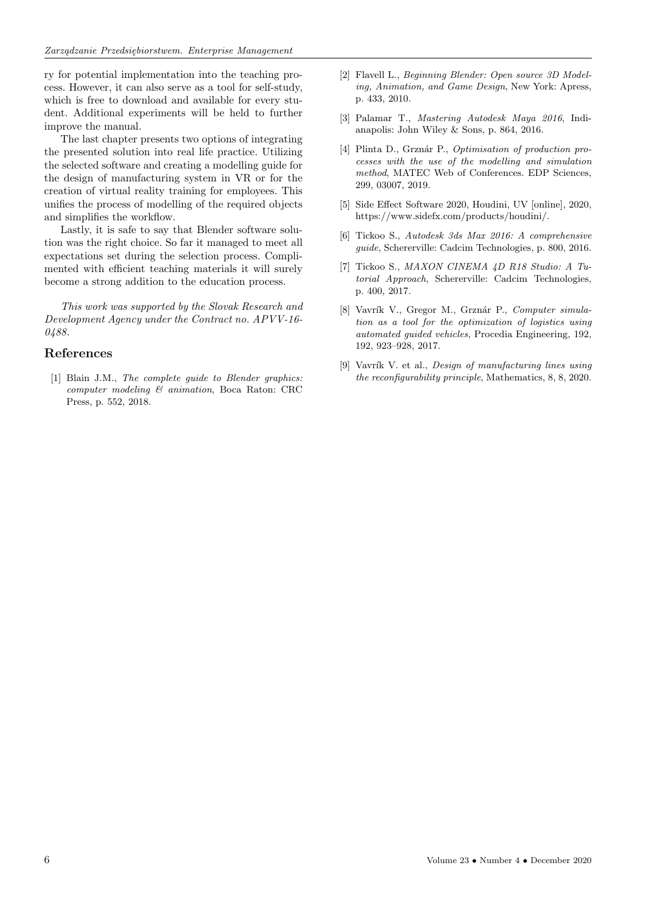ry for potential implementation into the teaching process. However, it can also serve as a tool for self-study, which is free to download and available for every student. Additional experiments will be held to further improve the manual.

The last chapter presents two options of integrating the presented solution into real life practice. Utilizing the selected software and creating a modelling guide for the design of manufacturing system in VR or for the creation of virtual reality training for employees. This unifies the process of modelling of the required objects and simplifies the workflow.

Lastly, it is safe to say that Blender software solution was the right choice. So far it managed to meet all expectations set during the selection process. Complimented with efficient teaching materials it will surely become a strong addition to the education process.

*This work was supported by the Slovak Research and Development Agency under the Contract no. APVV-16-0488.*

## References

[1] Blain J.M., *The complete guide to Blender graphics: computer modeling & animation*, Boca Raton: CRC Press, p. 552, 2018.

[2] Flavell L., *Beginning Blender: Open source 3D Modeling, Animation, and Game Design*, New York: Apress, p. 433, 2010.

[3] Palamar T., *Mastering Autodesk Maya 2016*, Indianapolis: John Wiley & Sons, p. 864, 2016.

[4] Plinta D., Grznár P., *Optimisation of production processes with the use of the modelling and simulation method*, MATEC Web of Conferences. EDP Sciences, 299, 03007, 2019.

[5] Side Effect Software 2020, Houdini, UV [online], 2020, https://www.sidefx.com/products/houdini/.

[6] Tickoo S., *Autodesk 3ds Max 2016: A comprehensive guide*, Schererville: Cadcim Technologies, p. 800, 2016.

[7] Tickoo S., *MAXON CINEMA 4D R18 Studio: A Tutorial Approach*, Schererville: Cadcim Technologies, p. 400, 2017.

[8] Vavrík V., Gregor M., Grznár P., *Computer simulation as a tool for the optimization of logistics using automated guided vehicles*, Procedia Engineering, 192, 192, 923–928, 2017.

[9] Vavrík V. et al., *Design of manufacturing lines using the reconfigurability principle*, Mathematics, 8, 8, 2020.